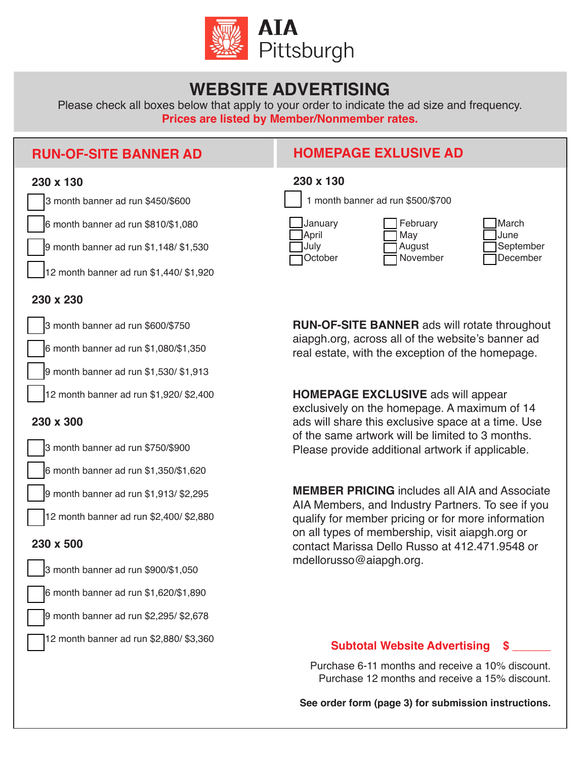AIA Pittsburgh

# WEBSITE ADVERTISING

Please check all boxes below that apply to your order to indicate the ad size and frequency.

**Prices are listed by Member/Nonmember rates.**

## RUN-OF-SITE BANNER AD

### 230 x 130

- ☐ 3 month banner ad run $450/$600
- ☐ 6 month banner ad run $810/$1,080
- ☐ 9 month banner ad run $1,148/ $1,530
- ☐ 12 month banner ad run $1,440/ $1,920

### 230 x 230

- ☐ 3 month banner ad run $600/$750
- ☐ 6 month banner ad run $1,080/$1,350
- ☐ 9 month banner ad run $1,530/ $1,913
- ☐ 12 month banner ad run $1,920/ $2,400

### 230 x 300

- ☐ 3 month banner ad run $750/$900
- ☐ 6 month banner ad run $1,350/$1,620
- ☐ 9 month banner ad run $1,913/ $2,295
- ☐ 12 month banner ad run $2,400/ $2,880

### 230 x 500

- ☐ 3 month banner ad run $900/$1,050
- ☐ 6 month banner ad run $1,620/$1,890
- ☐ 9 month banner ad run $2,295/ $2,678
- ☐ 12 month banner ad run $2,880/ $3,360

## HOMEPAGE EXCLUSIVE AD

### 230 x 130

- ☐ 1 month banner ad run $500/$700

| | | |
|---|---|---|
| ☐ January | ☐ February | ☐ March |
| ☐ April | ☐ May | ☐ June |
| ☐ July | ☐ August | ☐ September |
| ☐ October | ☐ November | ☐ December |

**RUN-OF-SITE BANNER** ads will rotate throughout aiapgh.org, across all of the website's banner ad real estate, with the exception of the homepage.

**HOMEPAGE EXCLUSIVE** ads will appear exclusively on the homepage. A maximum of 14 ads will share this exclusive space at a time. Use of the same artwork will be limited to 3 months. Please provide additional artwork if applicable.

**MEMBER PRICING** includes all AIA and Associate AIA Members, and Industry Partners. To see if you qualify for member pricing or for more information on all types of membership, visit aiapgh.org or contact Marissa Dello Russo at 412.471.9548 or mdellorusso@aiapgh.org.

**Subtotal Website Advertising $ ______**

Purchase 6-11 months and receive a 10% discount.
Purchase 12 months and receive a 15% discount.

**See order form (page 3) for submission instructions.**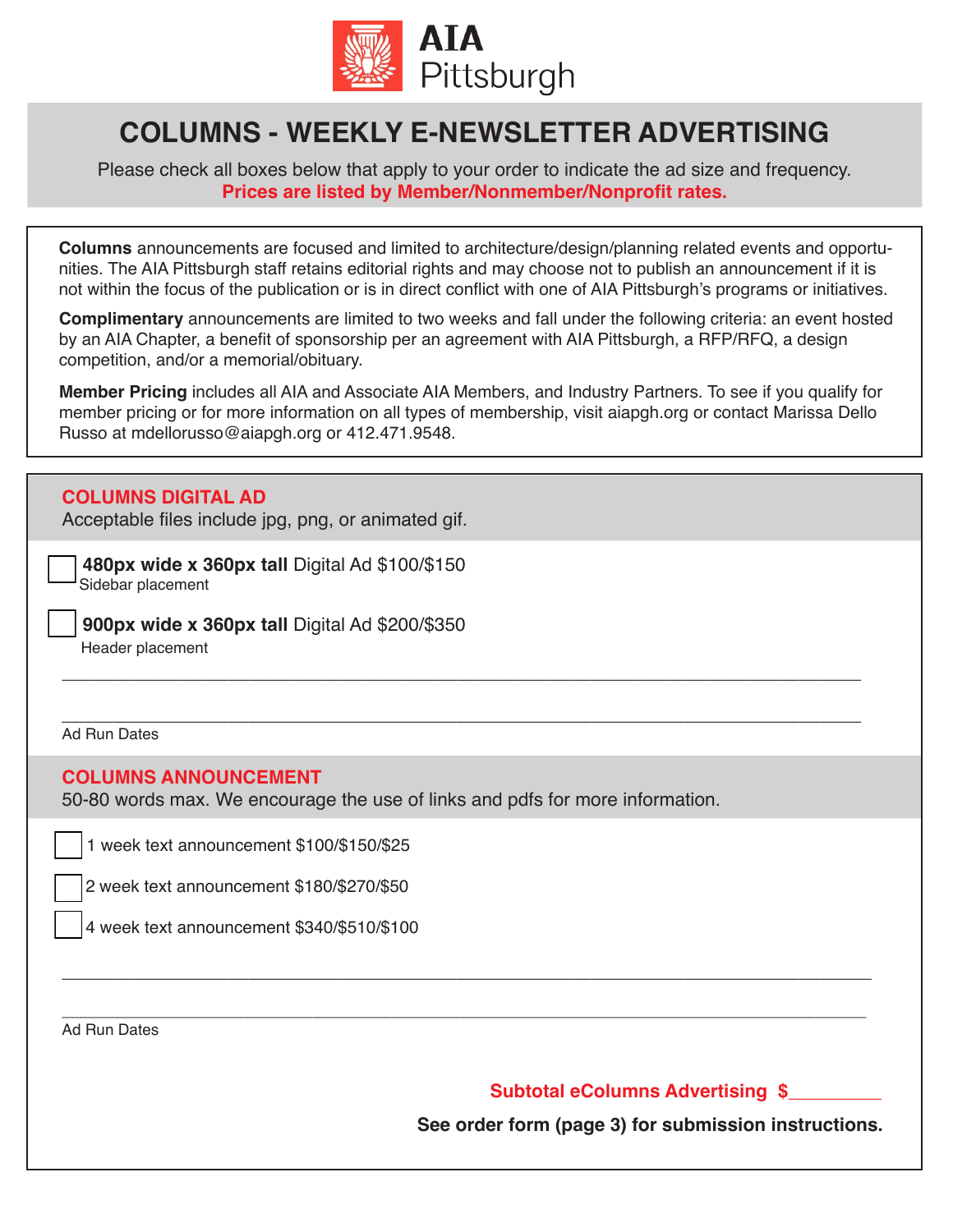**AIA Pittsburgh**

# COLUMNS - WEEKLY E-NEWSLETTER ADVERTISING

Please check all boxes below that apply to your order to indicate the ad size and frequency.
**Prices are listed by Member/Nonmember/Nonprofit rates.**

**Columns** announcements are focused and limited to architecture/design/planning related events and opportunities. The AIA Pittsburgh staff retains editorial rights and may choose not to publish an announcement if it is not within the focus of the publication or is in direct conflict with one of AIA Pittsburgh's programs or initiatives.

**Complimentary** announcements are limited to two weeks and fall under the following criteria: an event hosted by an AIA Chapter, a benefit of sponsorship per an agreement with AIA Pittsburgh, a RFP/RFQ, a design competition, and/or a memorial/obituary.

**Member Pricing** includes all AIA and Associate AIA Members, and Industry Partners. To see if you qualify for member pricing or for more information on all types of membership, visit aiapgh.org or contact Marissa Dello Russo at mdellorusso@aiapgh.org or 412.471.9548.

## COLUMNS DIGITAL AD

Acceptable files include jpg, png, or animated gif.

- [ ] **480px wide x 360px tall** Digital Ad $100/$150
  Sidebar placement
- [ ] **900px wide x 360px tall** Digital Ad $200/$350
  Header placement

______________________________________________________________________

______________________________________________________________________

Ad Run Dates

## COLUMNS ANNOUNCEMENT

50-80 words max. We encourage the use of links and pdfs for more information.

- [ ] 1 week text announcement $100/$150/$25
- [ ] 2 week text announcement $180/$270/$50
- [ ] 4 week text announcement $340/$510/$100

______________________________________________________________________

______________________________________________________________________

Ad Run Dates

**Subtotal eColumns Advertising $________**

**See order form (page 3) for submission instructions.**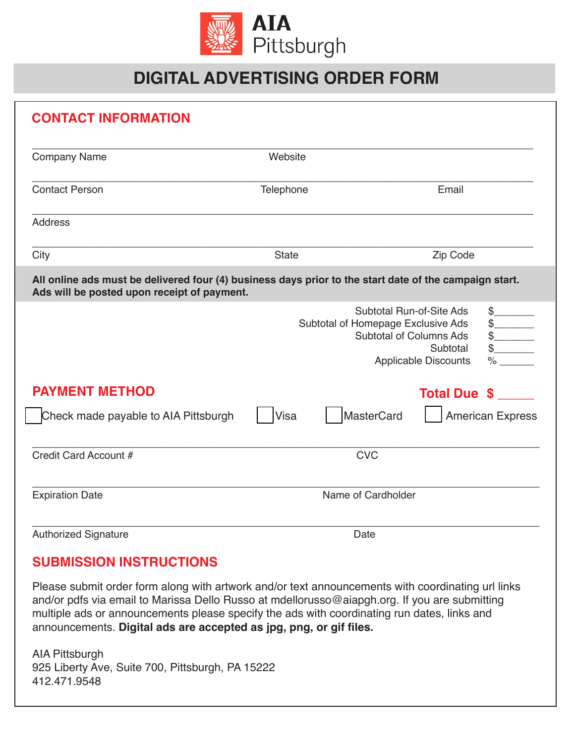AIA Pittsburgh

# DIGITAL ADVERTISING ORDER FORM

## CONTACT INFORMATION

______________________________________________________________________
Company Name　　　　　　　　　　Website

______________________________________________________________________
Contact Person　　　　　　　　　　Telephone　　　　　　　　　　Email

______________________________________________________________________
Address

______________________________________________________________________
City　　　　　　　　　　State　　　　　　　　　　Zip Code

**All online ads must be delivered four (4) business days prior to the start date of the campaign start. Ads will be posted upon receipt of payment.**

| | |
|---|---|
| Subtotal Run-of-Site Ads | $_______ |
| Subtotal of Homepage Exclusive Ads | $_______ |
| Subtotal of Columns Ads | $_______ |
| Subtotal | $_______ |
| Applicable Discounts | % ______ |

**Total Due $ _____**

## PAYMENT METHOD

☐ Check made payable to AIA Pittsburgh　☐ Visa　☐ MasterCard　☐ American Express

______________________________________________________________________
Credit Card Account #　　　　　　　　　　CVC

______________________________________________________________________
Expiration Date　　　　　　　　　　Name of Cardholder

______________________________________________________________________
Authorized Signature　　　　　　　　　　Date

## SUBMISSION INSTRUCTIONS

Please submit order form along with artwork and/or text announcements with coordinating url links and/or pdfs via email to Marissa Dello Russo at mdellorusso@aiapgh.org. If you are submitting multiple ads or announcements please specify the ads with coordinating run dates, links and announcements. **Digital ads are accepted as jpg, png, or gif files.**

AIA Pittsburgh
925 Liberty Ave, Suite 700, Pittsburgh, PA 15222
412.471.9548